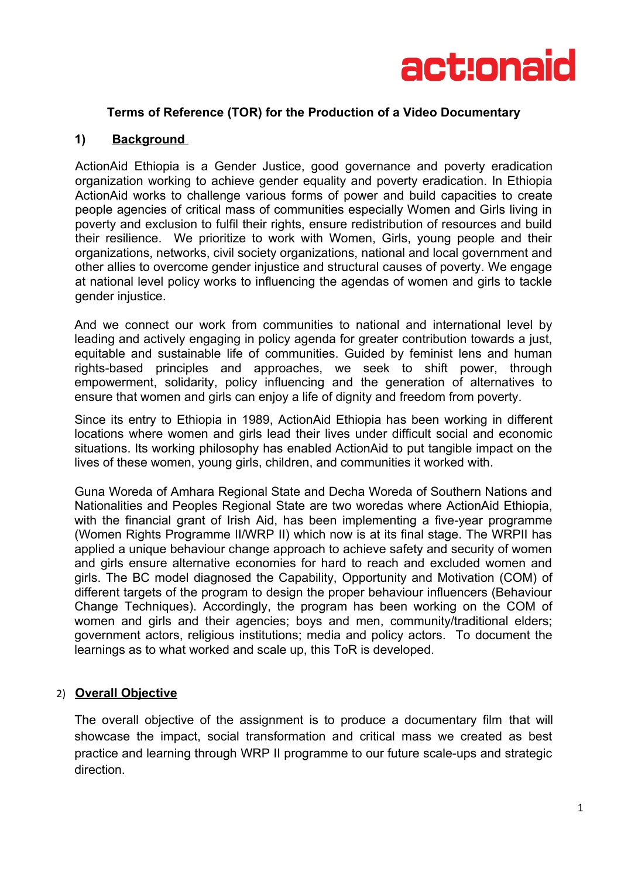actionaid

# Terms of Reference (TOR) for the Production of a Video Documentary

## 1) Background

ActionAid Ethiopia is a Gender Justice, good governance and poverty eradication organization working to achieve gender equality and poverty eradication. In Ethiopia ActionAid works to challenge various forms of power and build capacities to create people agencies of critical mass of communities especially Women and Girls living in poverty and exclusion to fulfil their rights, ensure redistribution of resources and build their resilience. We prioritize to work with Women, Girls, young people and their organizations, networks, civil society organizations, national and local government and other allies to overcome gender injustice and structural causes of poverty. We engage at national level policy works to influencing the agendas of women and girls to tackle gender injustice.

And we connect our work from communities to national and international level by leading and actively engaging in policy agenda for greater contribution towards a just, equitable and sustainable life of communities. Guided by feminist lens and human rights-based principles and approaches, we seek to shift power, through empowerment, solidarity, policy influencing and the generation of alternatives to ensure that women and girls can enjoy a life of dignity and freedom from poverty.

Since its entry to Ethiopia in 1989, ActionAid Ethiopia has been working in different locations where women and girls lead their lives under difficult social and economic situations. Its working philosophy has enabled ActionAid to put tangible impact on the lives of these women, young girls, children, and communities it worked with.

Guna Woreda of Amhara Regional State and Decha Woreda of Southern Nations and Nationalities and Peoples Regional State are two woredas where ActionAid Ethiopia, with the financial grant of Irish Aid, has been implementing a five-year programme (Women Rights Programme II/WRP II) which now is at its final stage. The WRPII has applied a unique behaviour change approach to achieve safety and security of women and girls ensure alternative economies for hard to reach and excluded women and girls. The BC model diagnosed the Capability, Opportunity and Motivation (COM) of different targets of the program to design the proper behaviour influencers (Behaviour Change Techniques). Accordingly, the program has been working on the COM of women and girls and their agencies; boys and men, community/traditional elders; government actors, religious institutions; media and policy actors. To document the learnings as to what worked and scale up, this ToR is developed.

## 2) Overall Objective

The overall objective of the assignment is to produce a documentary film that will showcase the impact, social transformation and critical mass we created as best practice and learning through WRP II programme to our future scale-ups and strategic direction.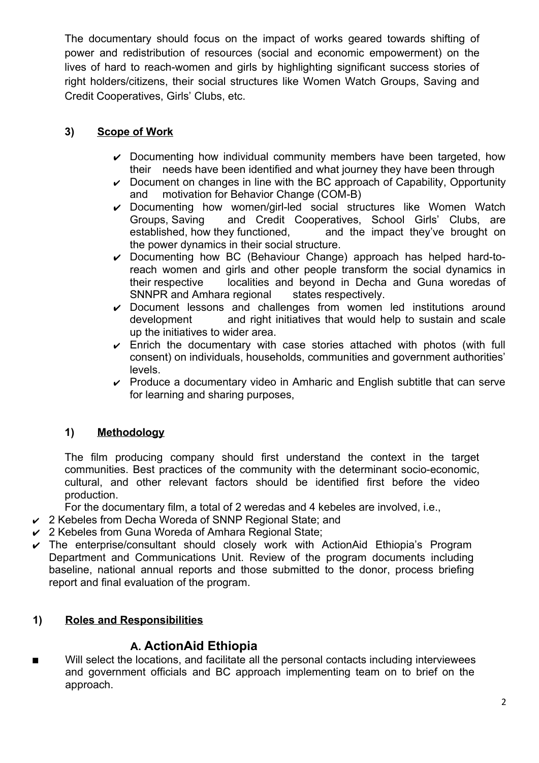The documentary should focus on the impact of works geared towards shifting of power and redistribution of resources (social and economic empowerment) on the lives of hard to reach-women and girls by highlighting significant success stories of right holders/citizens, their social structures like Women Watch Groups, Saving and Credit Cooperatives, Girls' Clubs, etc.

## 3) Scope of Work

- ✔ Documenting how individual community members have been targeted, how their needs have been identified and what journey they have been through
- ✔ Document on changes in line with the BC approach of Capability, Opportunity and motivation for Behavior Change (COM-B)
- ✔ Documenting how women/girl-led social structures like Women Watch Groups, Saving and Credit Cooperatives, School Girls' Clubs, are established, how they functioned, and the impact they've brought on the power dynamics in their social structure.
- ✔ Documenting how BC (Behaviour Change) approach has helped hard-to-reach women and girls and other people transform the social dynamics in their respective localities and beyond in Decha and Guna woredas of SNNPR and Amhara regional states respectively.
- ✔ Document lessons and challenges from women led institutions around development and right initiatives that would help to sustain and scale up the initiatives to wider area.
- ✔ Enrich the documentary with case stories attached with photos (with full consent) on individuals, households, communities and government authorities' levels.
- ✔ Produce a documentary video in Amharic and English subtitle that can serve for learning and sharing purposes,

## 1) Methodology

The film producing company should first understand the context in the target communities. Best practices of the community with the determinant socio-economic, cultural, and other relevant factors should be identified first before the video production.

For the documentary film, a total of 2 weredas and 4 kebeles are involved, i.e.,

- ✔ 2 Kebeles from Decha Woreda of SNNP Regional State; and
- ✔ 2 Kebeles from Guna Woreda of Amhara Regional State;
- ✔ The enterprise/consultant should closely work with ActionAid Ethiopia's Program Department and Communications Unit. Review of the program documents including baseline, national annual reports and those submitted to the donor, process briefing report and final evaluation of the program.

## 1) Roles and Responsibilities

### A. ActionAid Ethiopia

- ■ Will select the locations, and facilitate all the personal contacts including interviewees and government officials and BC approach implementing team on to brief on the approach.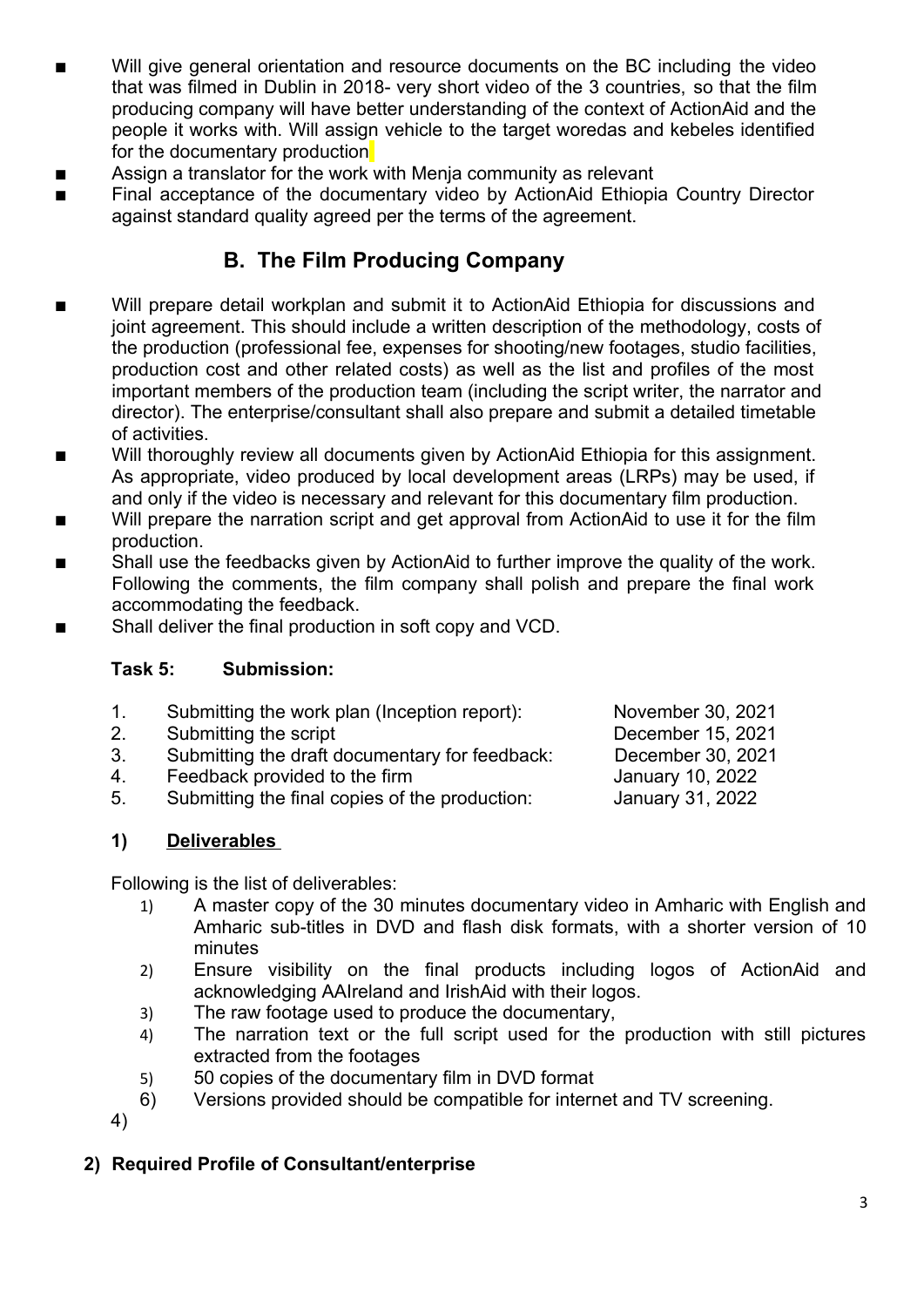- Will give general orientation and resource documents on the BC including the video that was filmed in Dublin in 2018- very short video of the 3 countries, so that the film producing company will have better understanding of the context of ActionAid and the people it works with. Will assign vehicle to the target woredas and kebeles identified for the documentary production
- Assign a translator for the work with Menja community as relevant
- Final acceptance of the documentary video by ActionAid Ethiopia Country Director against standard quality agreed per the terms of the agreement.

## B. The Film Producing Company

- Will prepare detail workplan and submit it to ActionAid Ethiopia for discussions and joint agreement. This should include a written description of the methodology, costs of the production (professional fee, expenses for shooting/new footages, studio facilities, production cost and other related costs) as well as the list and profiles of the most important members of the production team (including the script writer, the narrator and director). The enterprise/consultant shall also prepare and submit a detailed timetable of activities.
- Will thoroughly review all documents given by ActionAid Ethiopia for this assignment. As appropriate, video produced by local development areas (LRPs) may be used, if and only if the video is necessary and relevant for this documentary film production.
- Will prepare the narration script and get approval from ActionAid to use it for the film production.
- Shall use the feedbacks given by ActionAid to further improve the quality of the work. Following the comments, the film company shall polish and prepare the final work accommodating the feedback.
- Shall deliver the final production in soft copy and VCD.

### Task 5: Submission:

1. Submitting the work plan (Inception report): November 30, 2021
2. Submitting the script December 15, 2021
3. Submitting the draft documentary for feedback: December 30, 2021
4. Feedback provided to the firm January 10, 2022
5. Submitting the final copies of the production: January 31, 2022

### 1) Deliverables

Following is the list of deliverables:

1) A master copy of the 30 minutes documentary video in Amharic with English and Amharic sub-titles in DVD and flash disk formats, with a shorter version of 10 minutes
2) Ensure visibility on the final products including logos of ActionAid and acknowledging AAIreland and IrishAid with their logos.
3) The raw footage used to produce the documentary,
4) The narration text or the full script used for the production with still pictures extracted from the footages
5) 50 copies of the documentary film in DVD format
6) Versions provided should be compatible for internet and TV screening.

4)

### 2) Required Profile of Consultant/enterprise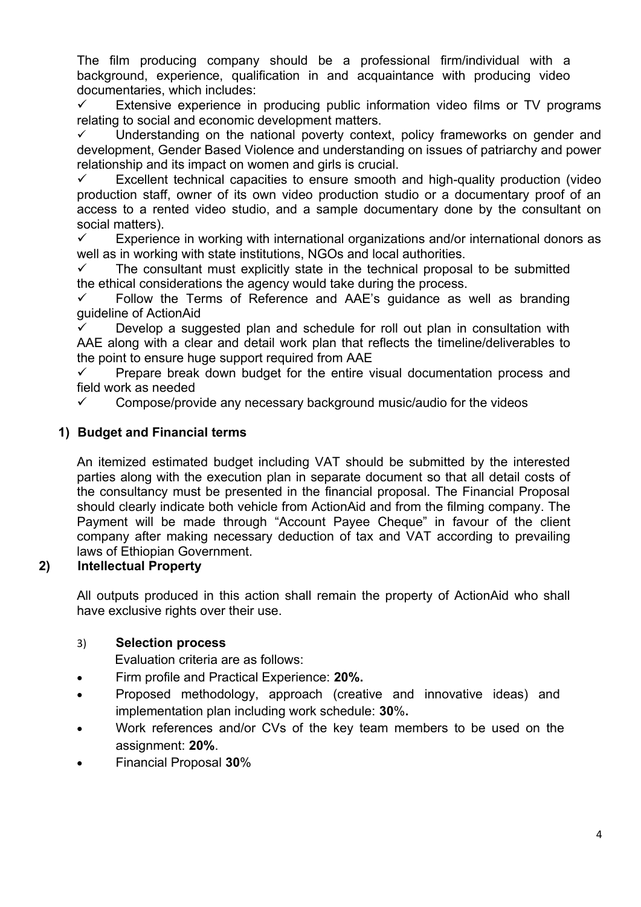The film producing company should be a professional firm/individual with a background, experience, qualification in and acquaintance with producing video documentaries, which includes:

- ✓ Extensive experience in producing public information video films or TV programs relating to social and economic development matters.
- ✓ Understanding on the national poverty context, policy frameworks on gender and development, Gender Based Violence and understanding on issues of patriarchy and power relationship and its impact on women and girls is crucial.
- ✓ Excellent technical capacities to ensure smooth and high-quality production (video production staff, owner of its own video production studio or a documentary proof of an access to a rented video studio, and a sample documentary done by the consultant on social matters).
- ✓ Experience in working with international organizations and/or international donors as well as in working with state institutions, NGOs and local authorities.
- ✓ The consultant must explicitly state in the technical proposal to be submitted the ethical considerations the agency would take during the process.
- ✓ Follow the Terms of Reference and AAE's guidance as well as branding guideline of ActionAid
- ✓ Develop a suggested plan and schedule for roll out plan in consultation with AAE along with a clear and detail work plan that reflects the timeline/deliverables to the point to ensure huge support required from AAE
- ✓ Prepare break down budget for the entire visual documentation process and field work as needed
- ✓ Compose/provide any necessary background music/audio for the videos

## 1) Budget and Financial terms

An itemized estimated budget including VAT should be submitted by the interested parties along with the execution plan in separate document so that all detail costs of the consultancy must be presented in the financial proposal. The Financial Proposal should clearly indicate both vehicle from ActionAid and from the filming company. The Payment will be made through "Account Payee Cheque" in favour of the client company after making necessary deduction of tax and VAT according to prevailing laws of Ethiopian Government.

## 2) Intellectual Property

All outputs produced in this action shall remain the property of ActionAid who shall have exclusive rights over their use.

## 3) Selection process

Evaluation criteria are as follows:

- Firm profile and Practical Experience: **20%.**
- Proposed methodology, approach (creative and innovative ideas) and implementation plan including work schedule: **30**%**.**
- Work references and/or CVs of the key team members to be used on the assignment: **20%**.
- Financial Proposal **30**%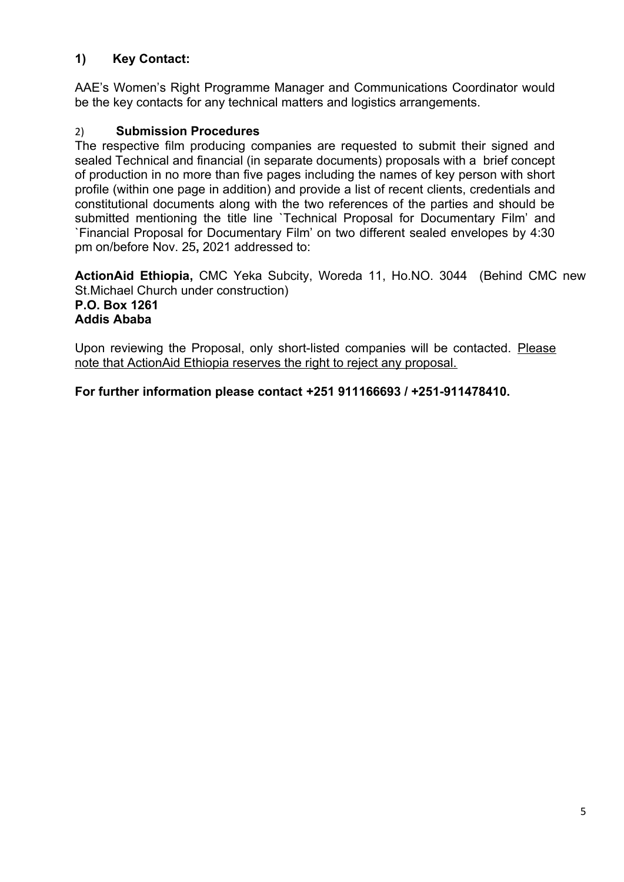## 1) Key Contact:

AAE's Women's Right Programme Manager and Communications Coordinator would be the key contacts for any technical matters and logistics arrangements.

## 2) Submission Procedures

The respective film producing companies are requested to submit their signed and sealed Technical and financial (in separate documents) proposals with a brief concept of production in no more than five pages including the names of key person with short profile (within one page in addition) and provide a list of recent clients, credentials and constitutional documents along with the two references of the parties and should be submitted mentioning the title line `Technical Proposal for Documentary Film' and `Financial Proposal for Documentary Film' on two different sealed envelopes by 4:30 pm on/before Nov. 25**,** 2021 addressed to:

**ActionAid Ethiopia,** CMC Yeka Subcity, Woreda 11, Ho.NO. 3044 (Behind CMC new St.Michael Church under construction)
**P.O. Box 1261**
**Addis Ababa**

Upon reviewing the Proposal, only short-listed companies will be contacted. <u>Please note that ActionAid Ethiopia reserves the right to reject any proposal.</u>

**For further information please contact +251 911166693 / +251-911478410.**